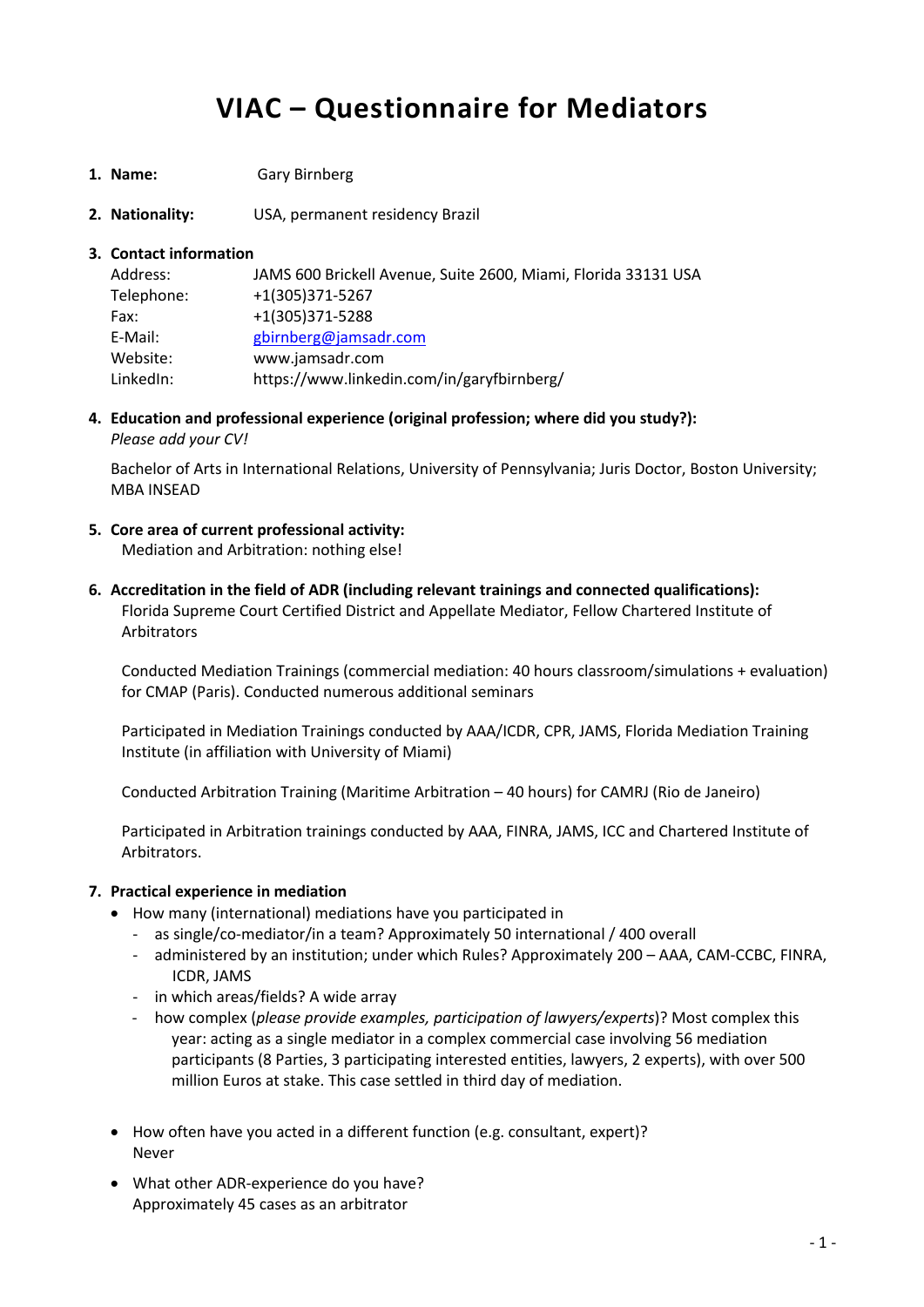# VIAC – Questionnaire for Mediators

1. **Name:** Gary Birnberg

2. **Nationality:** USA, permanent residency Brazil

3. **Contact information**

   Address: JAMS 600 Brickell Avenue, Suite 2600, Miami, Florida 33131 USA
   Telephone: +1(305)371-5267
   Fax: +1(305)371-5288
   E-Mail: gbirnberg@jamsadr.com
   Website: www.jamsadr.com
   LinkedIn: https://www.linkedin.com/in/garyfbirnberg/

4. **Education and professional experience (original profession; where did you study?):**
   *Please add your CV!*

   Bachelor of Arts in International Relations, University of Pennsylvania; Juris Doctor, Boston University; MBA INSEAD

5. **Core area of current professional activity:**
   Mediation and Arbitration: nothing else!

6. **Accreditation in the field of ADR (including relevant trainings and connected qualifications):**
   Florida Supreme Court Certified District and Appellate Mediator, Fellow Chartered Institute of Arbitrators

   Conducted Mediation Trainings (commercial mediation: 40 hours classroom/simulations + evaluation) for CMAP (Paris). Conducted numerous additional seminars

   Participated in Mediation Trainings conducted by AAA/ICDR, CPR, JAMS, Florida Mediation Training Institute (in affiliation with University of Miami)

   Conducted Arbitration Training (Maritime Arbitration – 40 hours) for CAMRJ (Rio de Janeiro)

   Participated in Arbitration trainings conducted by AAA, FINRA, JAMS, ICC and Chartered Institute of Arbitrators.

7. **Practical experience in mediation**
   - How many (international) mediations have you participated in
     - as single/co-mediator/in a team? Approximately 50 international / 400 overall
     - administered by an institution; under which Rules? Approximately 200 – AAA, CAM-CCBC, FINRA, ICDR, JAMS
     - in which areas/fields? A wide array
     - how complex (*please provide examples, participation of lawyers/experts*)? Most complex this year: acting as a single mediator in a complex commercial case involving 56 mediation participants (8 Parties, 3 participating interested entities, lawyers, 2 experts), with over 500 million Euros at stake. This case settled in third day of mediation.
   - How often have you acted in a different function (e.g. consultant, expert)?
     Never
   - What other ADR-experience do you have?
     Approximately 45 cases as an arbitrator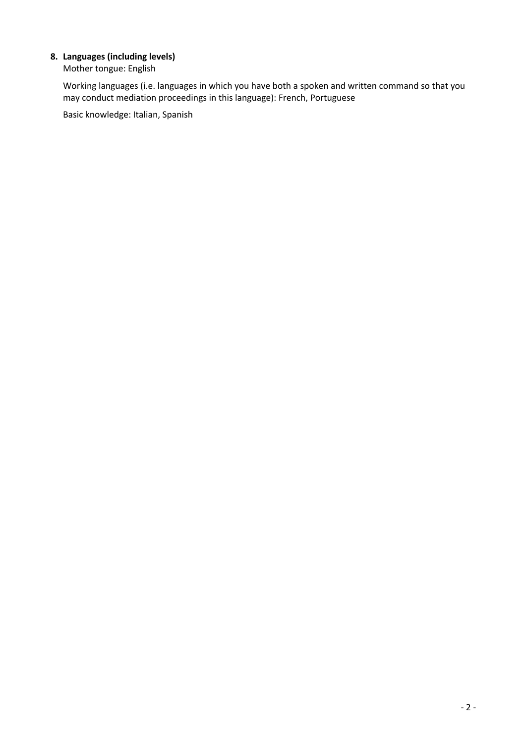8. **Languages (including levels)**

   Mother tongue: English

   Working languages (i.e. languages in which you have both a spoken and written command so that you may conduct mediation proceedings in this language): French, Portuguese

   Basic knowledge: Italian, Spanish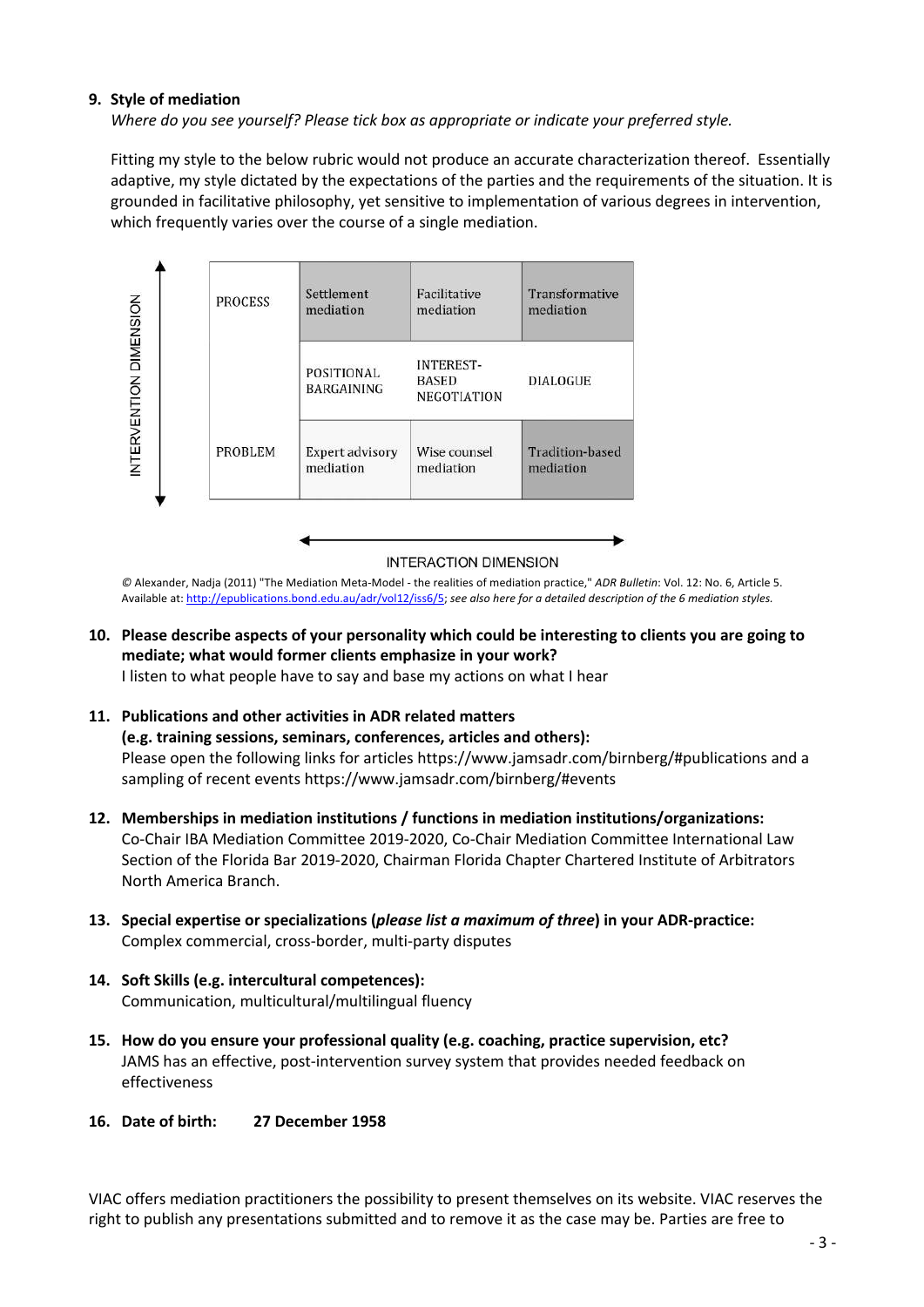**9. Style of mediation**

*Where do you see yourself? Please tick box as appropriate or indicate your preferred style.*

Fitting my style to the below rubric would not produce an accurate characterization thereof. Essentially adaptive, my style dictated by the expectations of the parties and the requirements of the situation. It is grounded in facilitative philosophy, yet sensitive to implementation of various degrees in intervention, which frequently varies over the course of a single mediation.

INTERVENTION DIMENSION

| | | | |
|---|---|---|---|
| PROCESS | Settlement mediation | Facilitative mediation | Transformative mediation |
| | POSITIONAL BARGAINING | INTEREST-BASED NEGOTIATION | DIALOGUE |
| PROBLEM | Expert advisory mediation | Wise counsel mediation | Tradition-based mediation |

INTERACTION DIMENSION

© Alexander, Nadja (2011) "The Mediation Meta-Model - the realities of mediation practice," *ADR Bulletin*: Vol. 12: No. 6, Article 5. Available at: http://epublications.bond.edu.au/adr/vol12/iss6/5; *see also here for a detailed description of the 6 mediation styles.*

**10. Please describe aspects of your personality which could be interesting to clients you are going to mediate; what would former clients emphasize in your work?**

I listen to what people have to say and base my actions on what I hear

**11. Publications and other activities in ADR related matters (e.g. training sessions, seminars, conferences, articles and others):**

Please open the following links for articles https://www.jamsadr.com/birnberg/#publications and a sampling of recent events https://www.jamsadr.com/birnberg/#events

**12. Memberships in mediation institutions / functions in mediation institutions/organizations:**

Co-Chair IBA Mediation Committee 2019-2020, Co-Chair Mediation Committee International Law Section of the Florida Bar 2019-2020, Chairman Florida Chapter Chartered Institute of Arbitrators North America Branch.

**13. Special expertise or specializations (*please list a maximum of three*) in your ADR-practice:**

Complex commercial, cross-border, multi-party disputes

**14. Soft Skills (e.g. intercultural competences):**

Communication, multicultural/multilingual fluency

**15. How do you ensure your professional quality (e.g. coaching, practice supervision, etc?**

JAMS has an effective, post-intervention survey system that provides needed feedback on effectiveness

**16. Date of birth: 27 December 1958**

VIAC offers mediation practitioners the possibility to present themselves on its website. VIAC reserves the right to publish any presentations submitted and to remove it as the case may be. Parties are free to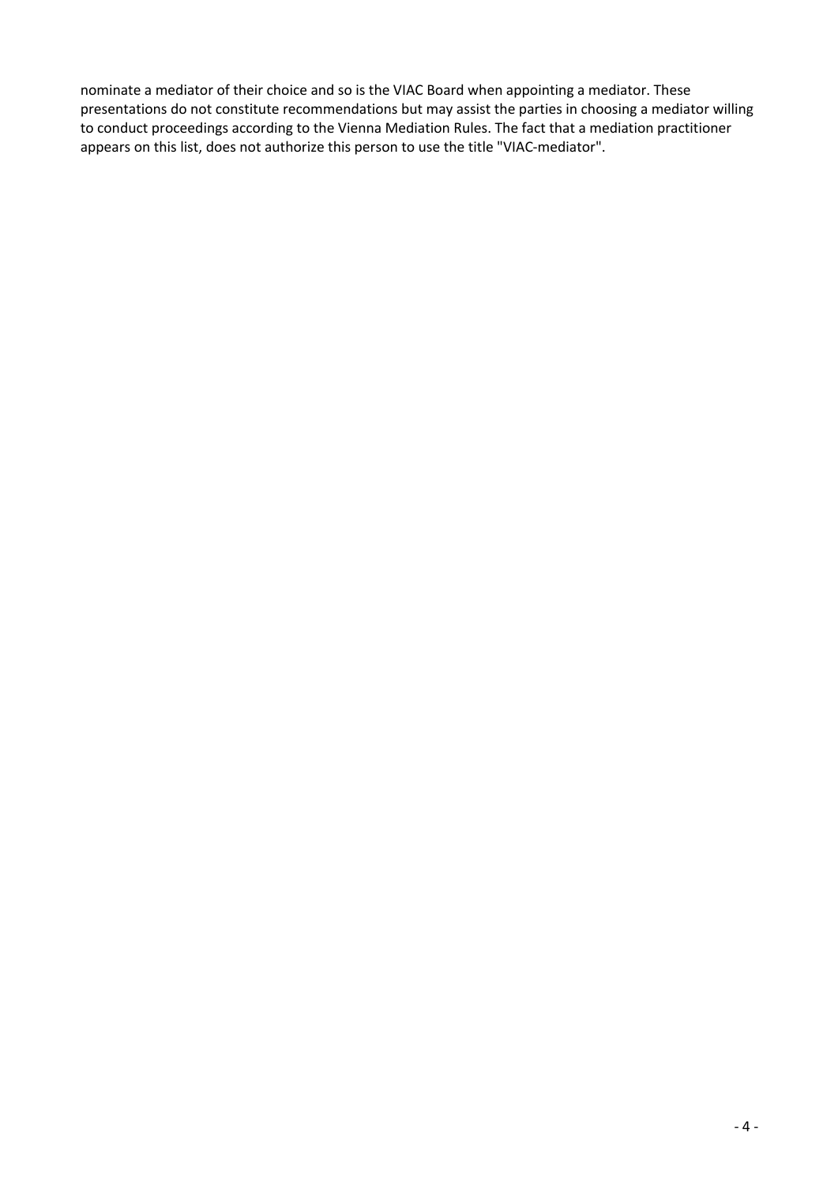nominate a mediator of their choice and so is the VIAC Board when appointing a mediator. These presentations do not constitute recommendations but may assist the parties in choosing a mediator willing to conduct proceedings according to the Vienna Mediation Rules. The fact that a mediation practitioner appears on this list, does not authorize this person to use the title "VIAC-mediator".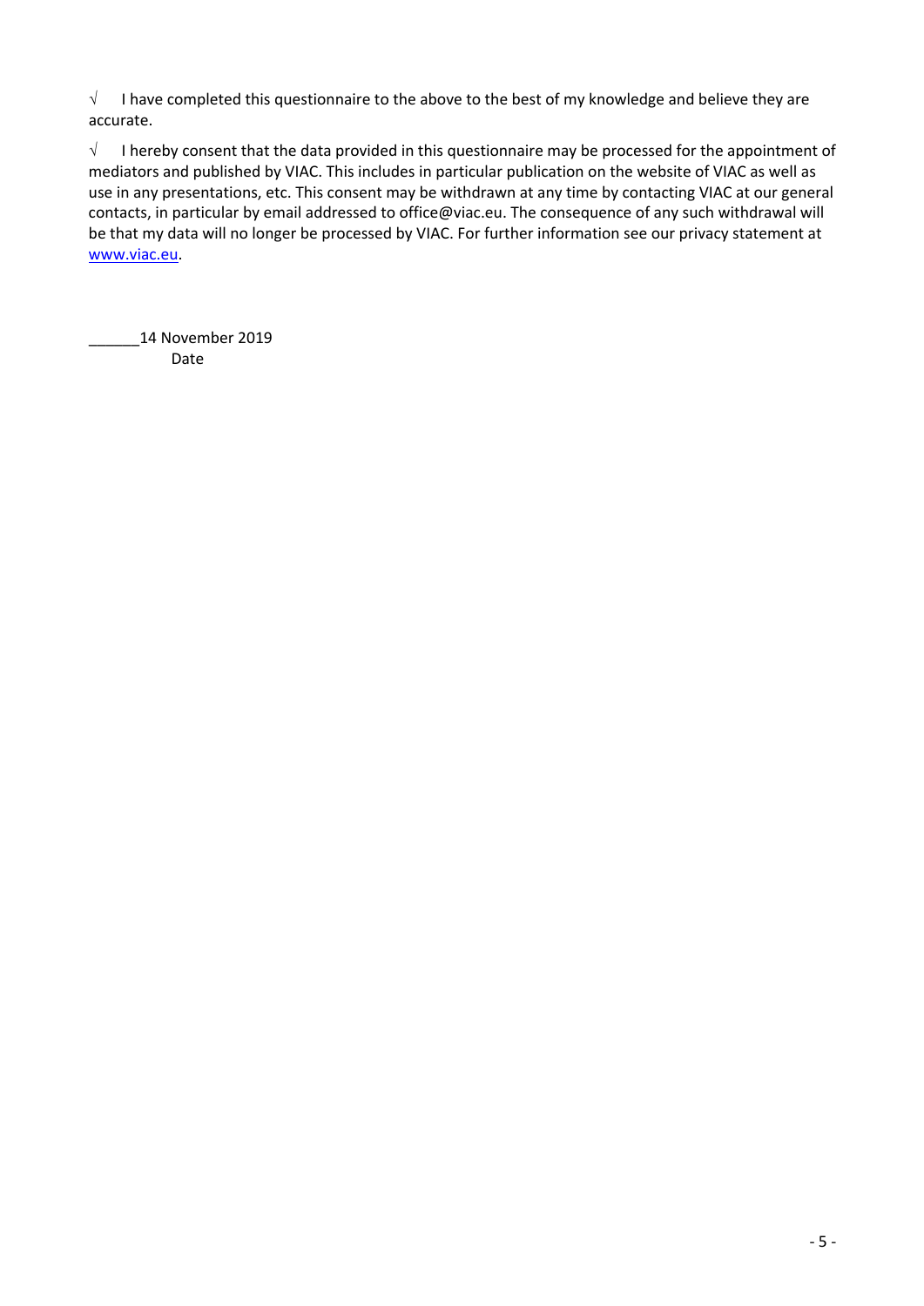√ I have completed this questionnaire to the above to the best of my knowledge and believe they are accurate.

√ I hereby consent that the data provided in this questionnaire may be processed for the appointment of mediators and published by VIAC. This includes in particular publication on the website of VIAC as well as use in any presentations, etc. This consent may be withdrawn at any time by contacting VIAC at our general contacts, in particular by email addressed to office@viac.eu. The consequence of any such withdrawal will be that my data will no longer be processed by VIAC. For further information see our privacy statement at www.viac.eu.

______14 November 2019
Date